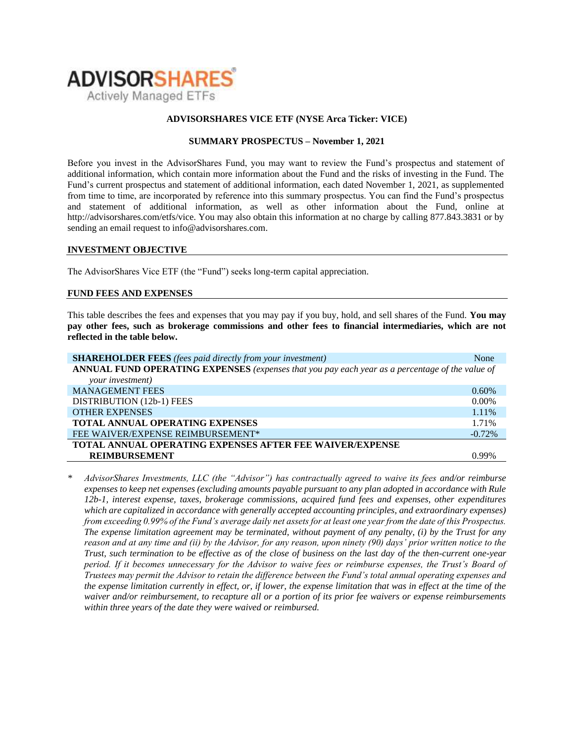**ADVISORSHARES**
Actively Managed ETFs

**ADVISORSHARES VICE ETF (NYSE Arca Ticker: VICE)**

**SUMMARY PROSPECTUS – November 1, 2021**

Before you invest in the AdvisorShares Fund, you may want to review the Fund's prospectus and statement of additional information, which contain more information about the Fund and the risks of investing in the Fund. The Fund's current prospectus and statement of additional information, each dated November 1, 2021, as supplemented from time to time, are incorporated by reference into this summary prospectus. You can find the Fund's prospectus and statement of additional information, as well as other information about the Fund, online at http://advisorshares.com/etfs/vice. You may also obtain this information at no charge by calling 877.843.3831 or by sending an email request to info@advisorshares.com.

## INVESTMENT OBJECTIVE

The AdvisorShares Vice ETF (the "Fund") seeks long-term capital appreciation.

## FUND FEES AND EXPENSES

This table describes the fees and expenses that you may pay if you buy, hold, and sell shares of the Fund. **You may pay other fees, such as brokerage commissions and other fees to financial intermediaries, which are not reflected in the table below.**

| | |
|---|---|
| **SHAREHOLDER FEES** *(fees paid directly from your investment)* | None |
| **ANNUAL FUND OPERATING EXPENSES** *(expenses that you pay each year as a percentage of the value of your investment)* | |
| MANAGEMENT FEES | 0.60% |
| DISTRIBUTION (12b-1) FEES | 0.00% |
| OTHER EXPENSES | 1.11% |
| **TOTAL ANNUAL OPERATING EXPENSES** | 1.71% |
| FEE WAIVER/EXPENSE REIMBURSEMENT* | -0.72% |
| **TOTAL ANNUAL OPERATING EXPENSES AFTER FEE WAIVER/EXPENSE REIMBURSEMENT** | 0.99% |

\* *AdvisorShares Investments, LLC (the "Advisor") has contractually agreed to waive its fees and/or reimburse expenses to keep net expenses (excluding amounts payable pursuant to any plan adopted in accordance with Rule 12b-1, interest expense, taxes, brokerage commissions, acquired fund fees and expenses, other expenditures which are capitalized in accordance with generally accepted accounting principles, and extraordinary expenses) from exceeding 0.99% of the Fund's average daily net assets for at least one year from the date of this Prospectus. The expense limitation agreement may be terminated, without payment of any penalty, (i) by the Trust for any reason and at any time and (ii) by the Advisor, for any reason, upon ninety (90) days' prior written notice to the Trust, such termination to be effective as of the close of business on the last day of the then-current one-year period. If it becomes unnecessary for the Advisor to waive fees or reimburse expenses, the Trust's Board of Trustees may permit the Advisor to retain the difference between the Fund's total annual operating expenses and the expense limitation currently in effect, or, if lower, the expense limitation that was in effect at the time of the waiver and/or reimbursement, to recapture all or a portion of its prior fee waivers or expense reimbursements within three years of the date they were waived or reimbursed.*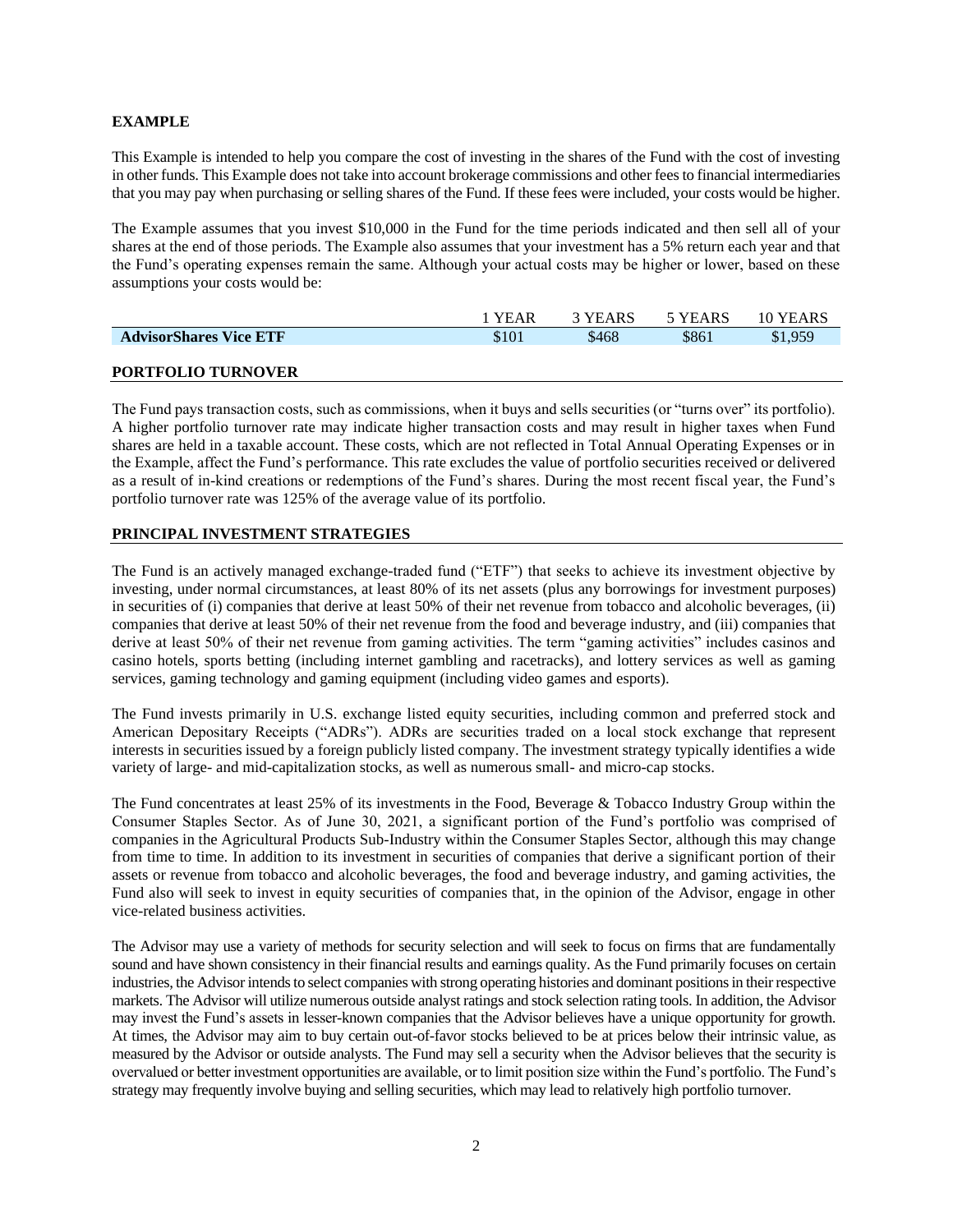## EXAMPLE

This Example is intended to help you compare the cost of investing in the shares of the Fund with the cost of investing in other funds. This Example does not take into account brokerage commissions and other fees to financial intermediaries that you may pay when purchasing or selling shares of the Fund. If these fees were included, your costs would be higher.

The Example assumes that you invest $10,000 in the Fund for the time periods indicated and then sell all of your shares at the end of those periods. The Example also assumes that your investment has a 5% return each year and that the Fund's operating expenses remain the same. Although your actual costs may be higher or lower, based on these assumptions your costs would be:

| | 1 YEAR | 3 YEARS | 5 YEARS | 10 YEARS |
|---|---|---|---|---|
| **AdvisorShares Vice ETF** | $101 | $468 | $861 | $1,959 |

## PORTFOLIO TURNOVER

The Fund pays transaction costs, such as commissions, when it buys and sells securities (or "turns over" its portfolio). A higher portfolio turnover rate may indicate higher transaction costs and may result in higher taxes when Fund shares are held in a taxable account. These costs, which are not reflected in Total Annual Operating Expenses or in the Example, affect the Fund's performance. This rate excludes the value of portfolio securities received or delivered as a result of in-kind creations or redemptions of the Fund's shares. During the most recent fiscal year, the Fund's portfolio turnover rate was 125% of the average value of its portfolio.

## PRINCIPAL INVESTMENT STRATEGIES

The Fund is an actively managed exchange-traded fund ("ETF") that seeks to achieve its investment objective by investing, under normal circumstances, at least 80% of its net assets (plus any borrowings for investment purposes) in securities of (i) companies that derive at least 50% of their net revenue from tobacco and alcoholic beverages, (ii) companies that derive at least 50% of their net revenue from the food and beverage industry, and (iii) companies that derive at least 50% of their net revenue from gaming activities. The term "gaming activities" includes casinos and casino hotels, sports betting (including internet gambling and racetracks), and lottery services as well as gaming services, gaming technology and gaming equipment (including video games and esports).

The Fund invests primarily in U.S. exchange listed equity securities, including common and preferred stock and American Depositary Receipts ("ADRs"). ADRs are securities traded on a local stock exchange that represent interests in securities issued by a foreign publicly listed company. The investment strategy typically identifies a wide variety of large- and mid-capitalization stocks, as well as numerous small- and micro-cap stocks.

The Fund concentrates at least 25% of its investments in the Food, Beverage & Tobacco Industry Group within the Consumer Staples Sector. As of June 30, 2021, a significant portion of the Fund's portfolio was comprised of companies in the Agricultural Products Sub-Industry within the Consumer Staples Sector, although this may change from time to time. In addition to its investment in securities of companies that derive a significant portion of their assets or revenue from tobacco and alcoholic beverages, the food and beverage industry, and gaming activities, the Fund also will seek to invest in equity securities of companies that, in the opinion of the Advisor, engage in other vice-related business activities.

The Advisor may use a variety of methods for security selection and will seek to focus on firms that are fundamentally sound and have shown consistency in their financial results and earnings quality. As the Fund primarily focuses on certain industries, the Advisor intends to select companies with strong operating histories and dominant positions in their respective markets. The Advisor will utilize numerous outside analyst ratings and stock selection rating tools. In addition, the Advisor may invest the Fund's assets in lesser-known companies that the Advisor believes have a unique opportunity for growth. At times, the Advisor may aim to buy certain out-of-favor stocks believed to be at prices below their intrinsic value, as measured by the Advisor or outside analysts. The Fund may sell a security when the Advisor believes that the security is overvalued or better investment opportunities are available, or to limit position size within the Fund's portfolio. The Fund's strategy may frequently involve buying and selling securities, which may lead to relatively high portfolio turnover.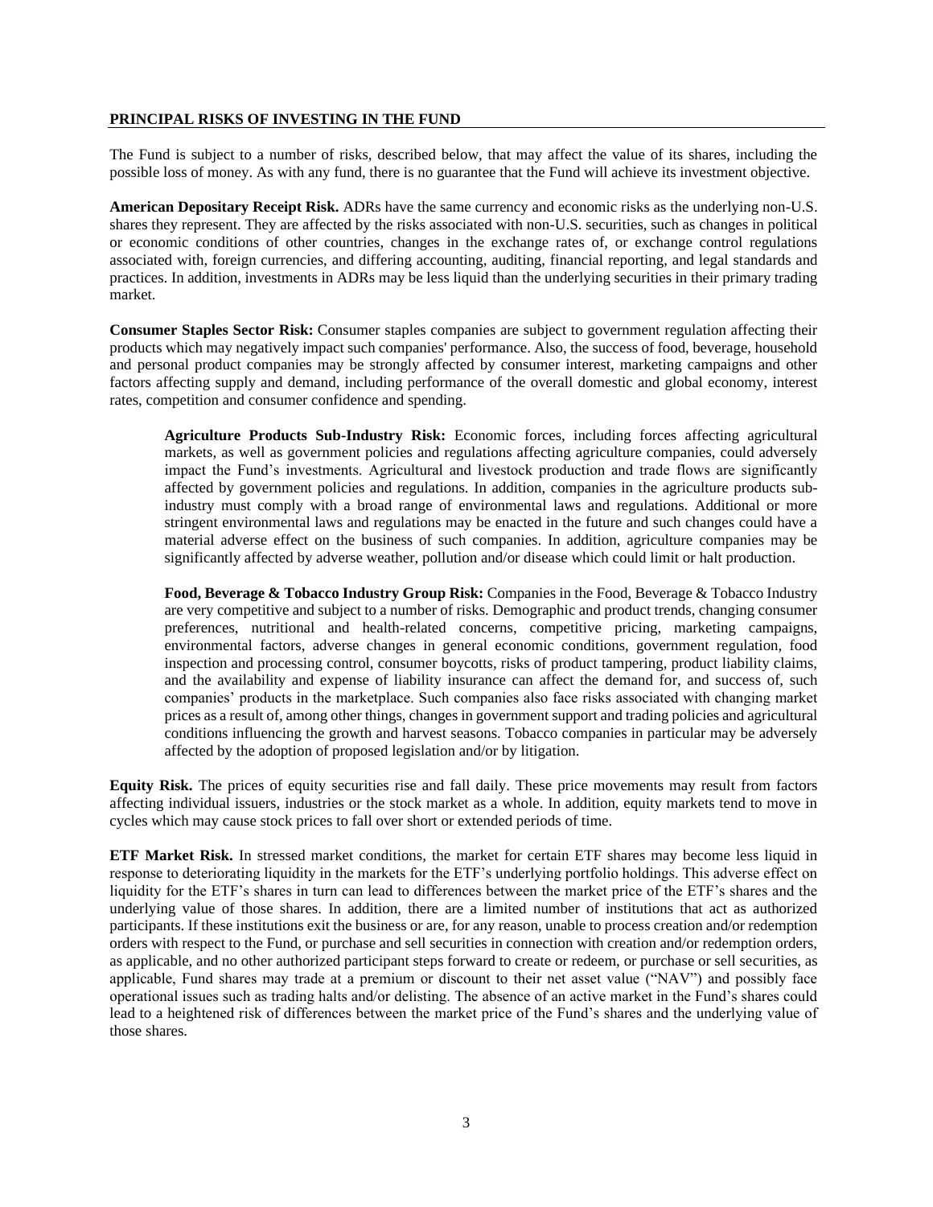## PRINCIPAL RISKS OF INVESTING IN THE FUND

The Fund is subject to a number of risks, described below, that may affect the value of its shares, including the possible loss of money. As with any fund, there is no guarantee that the Fund will achieve its investment objective.

**American Depositary Receipt Risk.** ADRs have the same currency and economic risks as the underlying non-U.S. shares they represent. They are affected by the risks associated with non-U.S. securities, such as changes in political or economic conditions of other countries, changes in the exchange rates of, or exchange control regulations associated with, foreign currencies, and differing accounting, auditing, financial reporting, and legal standards and practices. In addition, investments in ADRs may be less liquid than the underlying securities in their primary trading market.

**Consumer Staples Sector Risk:** Consumer staples companies are subject to government regulation affecting their products which may negatively impact such companies' performance. Also, the success of food, beverage, household and personal product companies may be strongly affected by consumer interest, marketing campaigns and other factors affecting supply and demand, including performance of the overall domestic and global economy, interest rates, competition and consumer confidence and spending.

> **Agriculture Products Sub-Industry Risk:** Economic forces, including forces affecting agricultural markets, as well as government policies and regulations affecting agriculture companies, could adversely impact the Fund's investments. Agricultural and livestock production and trade flows are significantly affected by government policies and regulations. In addition, companies in the agriculture products sub-industry must comply with a broad range of environmental laws and regulations. Additional or more stringent environmental laws and regulations may be enacted in the future and such changes could have a material adverse effect on the business of such companies. In addition, agriculture companies may be significantly affected by adverse weather, pollution and/or disease which could limit or halt production.
>
> **Food, Beverage & Tobacco Industry Group Risk:** Companies in the Food, Beverage & Tobacco Industry are very competitive and subject to a number of risks. Demographic and product trends, changing consumer preferences, nutritional and health-related concerns, competitive pricing, marketing campaigns, environmental factors, adverse changes in general economic conditions, government regulation, food inspection and processing control, consumer boycotts, risks of product tampering, product liability claims, and the availability and expense of liability insurance can affect the demand for, and success of, such companies' products in the marketplace. Such companies also face risks associated with changing market prices as a result of, among other things, changes in government support and trading policies and agricultural conditions influencing the growth and harvest seasons. Tobacco companies in particular may be adversely affected by the adoption of proposed legislation and/or by litigation.

**Equity Risk.** The prices of equity securities rise and fall daily. These price movements may result from factors affecting individual issuers, industries or the stock market as a whole. In addition, equity markets tend to move in cycles which may cause stock prices to fall over short or extended periods of time.

**ETF Market Risk.** In stressed market conditions, the market for certain ETF shares may become less liquid in response to deteriorating liquidity in the markets for the ETF's underlying portfolio holdings. This adverse effect on liquidity for the ETF's shares in turn can lead to differences between the market price of the ETF's shares and the underlying value of those shares. In addition, there are a limited number of institutions that act as authorized participants. If these institutions exit the business or are, for any reason, unable to process creation and/or redemption orders with respect to the Fund, or purchase and sell securities in connection with creation and/or redemption orders, as applicable, and no other authorized participant steps forward to create or redeem, or purchase or sell securities, as applicable, Fund shares may trade at a premium or discount to their net asset value ("NAV") and possibly face operational issues such as trading halts and/or delisting. The absence of an active market in the Fund's shares could lead to a heightened risk of differences between the market price of the Fund's shares and the underlying value of those shares.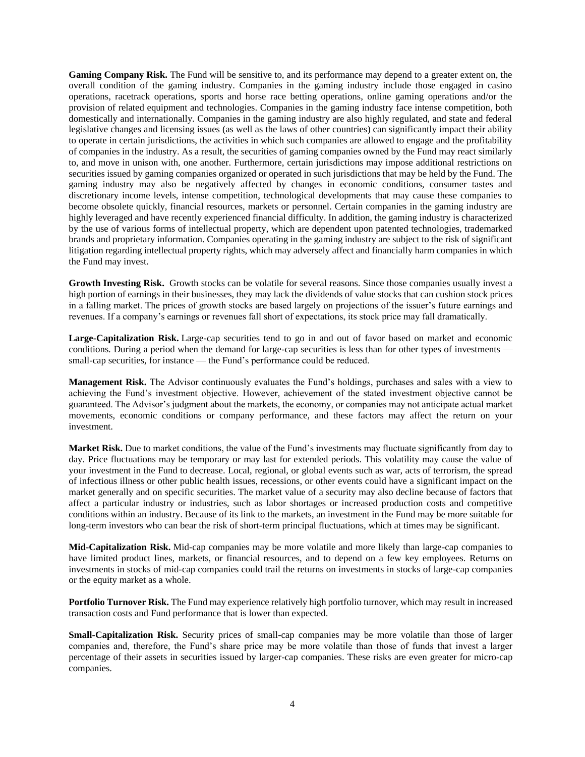**Gaming Company Risk.** The Fund will be sensitive to, and its performance may depend to a greater extent on, the overall condition of the gaming industry. Companies in the gaming industry include those engaged in casino operations, racetrack operations, sports and horse race betting operations, online gaming operations and/or the provision of related equipment and technologies. Companies in the gaming industry face intense competition, both domestically and internationally. Companies in the gaming industry are also highly regulated, and state and federal legislative changes and licensing issues (as well as the laws of other countries) can significantly impact their ability to operate in certain jurisdictions, the activities in which such companies are allowed to engage and the profitability of companies in the industry. As a result, the securities of gaming companies owned by the Fund may react similarly to, and move in unison with, one another. Furthermore, certain jurisdictions may impose additional restrictions on securities issued by gaming companies organized or operated in such jurisdictions that may be held by the Fund. The gaming industry may also be negatively affected by changes in economic conditions, consumer tastes and discretionary income levels, intense competition, technological developments that may cause these companies to become obsolete quickly, financial resources, markets or personnel. Certain companies in the gaming industry are highly leveraged and have recently experienced financial difficulty. In addition, the gaming industry is characterized by the use of various forms of intellectual property, which are dependent upon patented technologies, trademarked brands and proprietary information. Companies operating in the gaming industry are subject to the risk of significant litigation regarding intellectual property rights, which may adversely affect and financially harm companies in which the Fund may invest.

**Growth Investing Risk.** Growth stocks can be volatile for several reasons. Since those companies usually invest a high portion of earnings in their businesses, they may lack the dividends of value stocks that can cushion stock prices in a falling market. The prices of growth stocks are based largely on projections of the issuer's future earnings and revenues. If a company's earnings or revenues fall short of expectations, its stock price may fall dramatically.

**Large-Capitalization Risk.** Large-cap securities tend to go in and out of favor based on market and economic conditions. During a period when the demand for large-cap securities is less than for other types of investments — small-cap securities, for instance — the Fund's performance could be reduced.

**Management Risk.** The Advisor continuously evaluates the Fund's holdings, purchases and sales with a view to achieving the Fund's investment objective. However, achievement of the stated investment objective cannot be guaranteed. The Advisor's judgment about the markets, the economy, or companies may not anticipate actual market movements, economic conditions or company performance, and these factors may affect the return on your investment.

**Market Risk.** Due to market conditions, the value of the Fund's investments may fluctuate significantly from day to day. Price fluctuations may be temporary or may last for extended periods. This volatility may cause the value of your investment in the Fund to decrease. Local, regional, or global events such as war, acts of terrorism, the spread of infectious illness or other public health issues, recessions, or other events could have a significant impact on the market generally and on specific securities. The market value of a security may also decline because of factors that affect a particular industry or industries, such as labor shortages or increased production costs and competitive conditions within an industry. Because of its link to the markets, an investment in the Fund may be more suitable for long-term investors who can bear the risk of short-term principal fluctuations, which at times may be significant.

**Mid-Capitalization Risk.** Mid-cap companies may be more volatile and more likely than large-cap companies to have limited product lines, markets, or financial resources, and to depend on a few key employees. Returns on investments in stocks of mid-cap companies could trail the returns on investments in stocks of large-cap companies or the equity market as a whole.

**Portfolio Turnover Risk.** The Fund may experience relatively high portfolio turnover, which may result in increased transaction costs and Fund performance that is lower than expected.

**Small-Capitalization Risk.** Security prices of small-cap companies may be more volatile than those of larger companies and, therefore, the Fund's share price may be more volatile than those of funds that invest a larger percentage of their assets in securities issued by larger-cap companies. These risks are even greater for micro-cap companies.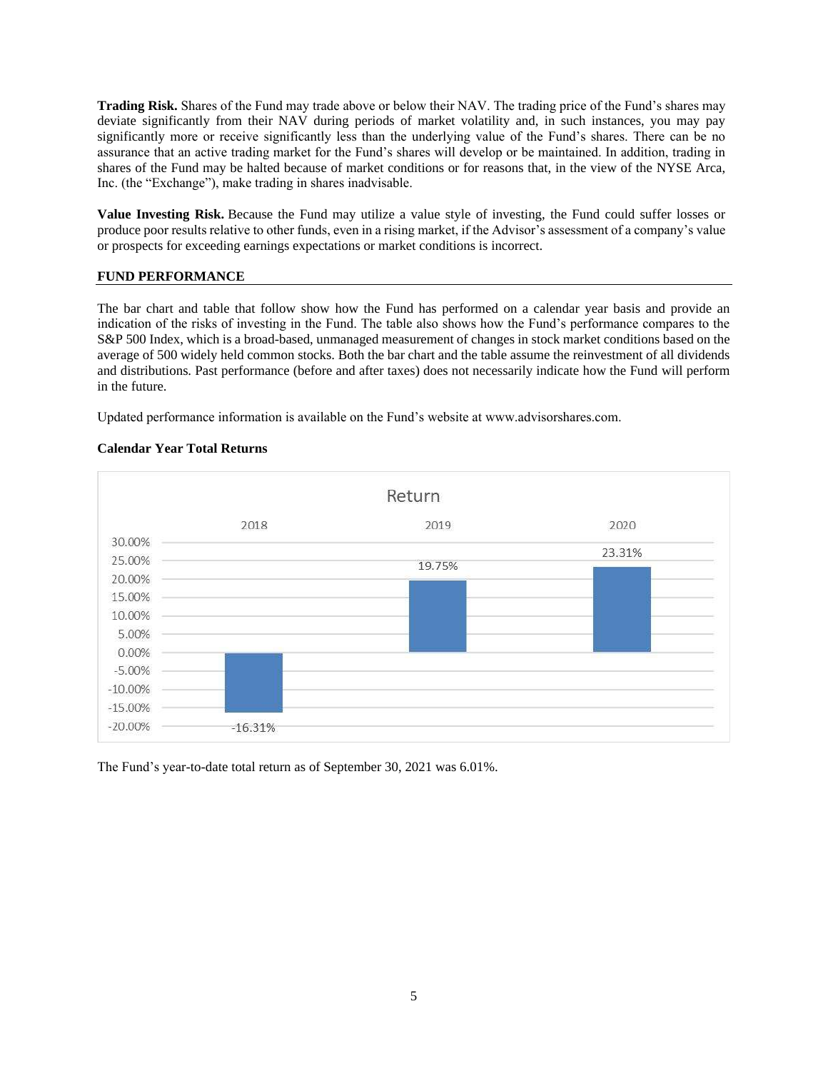**Trading Risk.** Shares of the Fund may trade above or below their NAV. The trading price of the Fund's shares may deviate significantly from their NAV during periods of market volatility and, in such instances, you may pay significantly more or receive significantly less than the underlying value of the Fund's shares. There can be no assurance that an active trading market for the Fund's shares will develop or be maintained. In addition, trading in shares of the Fund may be halted because of market conditions or for reasons that, in the view of the NYSE Arca, Inc. (the "Exchange"), make trading in shares inadvisable.

**Value Investing Risk.** Because the Fund may utilize a value style of investing, the Fund could suffer losses or produce poor results relative to other funds, even in a rising market, if the Advisor's assessment of a company's value or prospects for exceeding earnings expectations or market conditions is incorrect.

## FUND PERFORMANCE

The bar chart and table that follow show how the Fund has performed on a calendar year basis and provide an indication of the risks of investing in the Fund. The table also shows how the Fund's performance compares to the S&P 500 Index, which is a broad-based, unmanaged measurement of changes in stock market conditions based on the average of 500 widely held common stocks. Both the bar chart and the table assume the reinvestment of all dividends and distributions. Past performance (before and after taxes) does not necessarily indicate how the Fund will perform in the future.

Updated performance information is available on the Fund's website at www.advisorshares.com.

**Calendar Year Total Returns**

Return

| 2018 | 2019 | 2020 |
|---|---|---|
| -16.31% | 19.75% | 23.31% |

The Fund's year-to-date total return as of September 30, 2021 was 6.01%.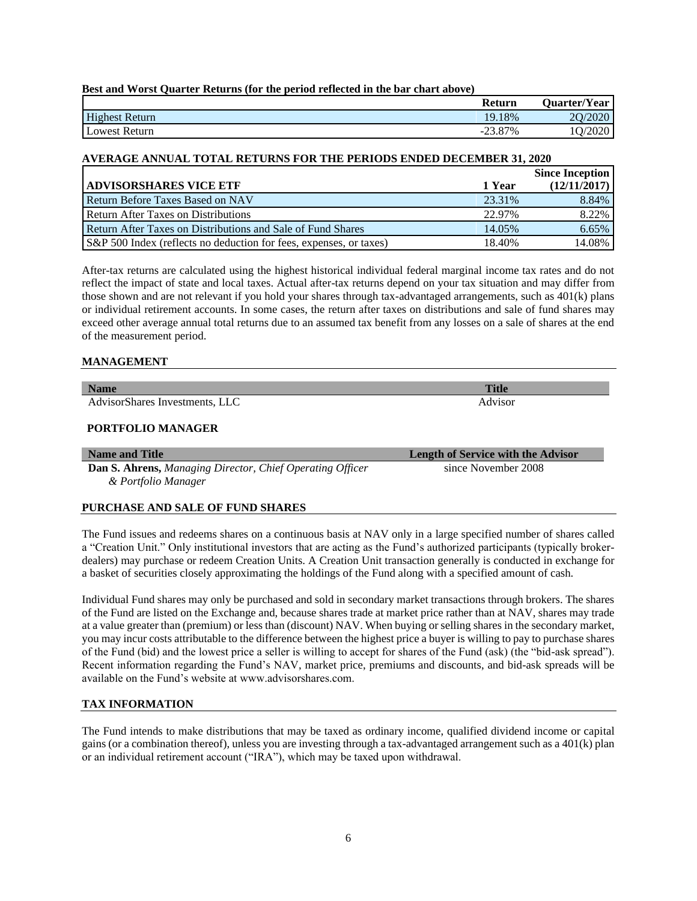**Best and Worst Quarter Returns (for the period reflected in the bar chart above)**

| | Return | Quarter/Year |
|---|---|---|
| Highest Return | 19.18% | 2Q/2020 |
| Lowest Return | -23.87% | 1Q/2020 |

**AVERAGE ANNUAL TOTAL RETURNS FOR THE PERIODS ENDED DECEMBER 31, 2020**

| ADVISORSHARES VICE ETF | 1 Year | Since Inception (12/11/2017) |
|---|---|---|
| Return Before Taxes Based on NAV | 23.31% | 8.84% |
| Return After Taxes on Distributions | 22.97% | 8.22% |
| Return After Taxes on Distributions and Sale of Fund Shares | 14.05% | 6.65% |
| S&P 500 Index (reflects no deduction for fees, expenses, or taxes) | 18.40% | 14.08% |

After-tax returns are calculated using the highest historical individual federal marginal income tax rates and do not reflect the impact of state and local taxes. Actual after-tax returns depend on your tax situation and may differ from those shown and are not relevant if you hold your shares through tax-advantaged arrangements, such as 401(k) plans or individual retirement accounts. In some cases, the return after taxes on distributions and sale of fund shares may exceed other average annual total returns due to an assumed tax benefit from any losses on a sale of shares at the end of the measurement period.

## MANAGEMENT

| Name | Title |
|---|---|
| AdvisorShares Investments, LLC | Advisor |

### PORTFOLIO MANAGER

| Name and Title | Length of Service with the Advisor |
|---|---|
| **Dan S. Ahrens,** *Managing Director, Chief Operating Officer & Portfolio Manager* | since November 2008 |

## PURCHASE AND SALE OF FUND SHARES

The Fund issues and redeems shares on a continuous basis at NAV only in a large specified number of shares called a "Creation Unit." Only institutional investors that are acting as the Fund's authorized participants (typically broker-dealers) may purchase or redeem Creation Units. A Creation Unit transaction generally is conducted in exchange for a basket of securities closely approximating the holdings of the Fund along with a specified amount of cash.

Individual Fund shares may only be purchased and sold in secondary market transactions through brokers. The shares of the Fund are listed on the Exchange and, because shares trade at market price rather than at NAV, shares may trade at a value greater than (premium) or less than (discount) NAV. When buying or selling shares in the secondary market, you may incur costs attributable to the difference between the highest price a buyer is willing to pay to purchase shares of the Fund (bid) and the lowest price a seller is willing to accept for shares of the Fund (ask) (the "bid-ask spread"). Recent information regarding the Fund's NAV, market price, premiums and discounts, and bid-ask spreads will be available on the Fund's website at www.advisorshares.com.

## TAX INFORMATION

The Fund intends to make distributions that may be taxed as ordinary income, qualified dividend income or capital gains (or a combination thereof), unless you are investing through a tax-advantaged arrangement such as a 401(k) plan or an individual retirement account ("IRA"), which may be taxed upon withdrawal.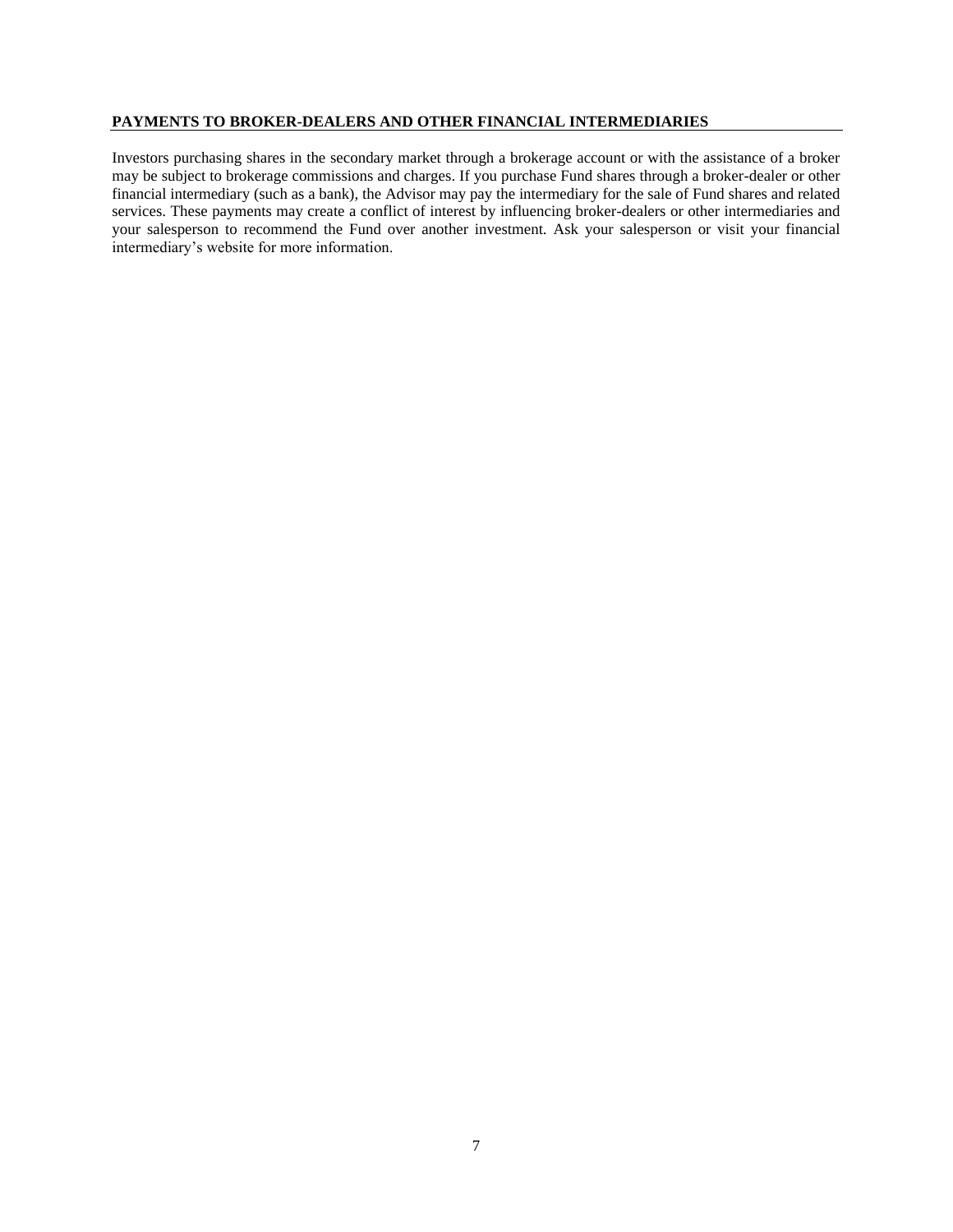## PAYMENTS TO BROKER-DEALERS AND OTHER FINANCIAL INTERMEDIARIES

Investors purchasing shares in the secondary market through a brokerage account or with the assistance of a broker may be subject to brokerage commissions and charges. If you purchase Fund shares through a broker-dealer or other financial intermediary (such as a bank), the Advisor may pay the intermediary for the sale of Fund shares and related services. These payments may create a conflict of interest by influencing broker-dealers or other intermediaries and your salesperson to recommend the Fund over another investment. Ask your salesperson or visit your financial intermediary's website for more information.